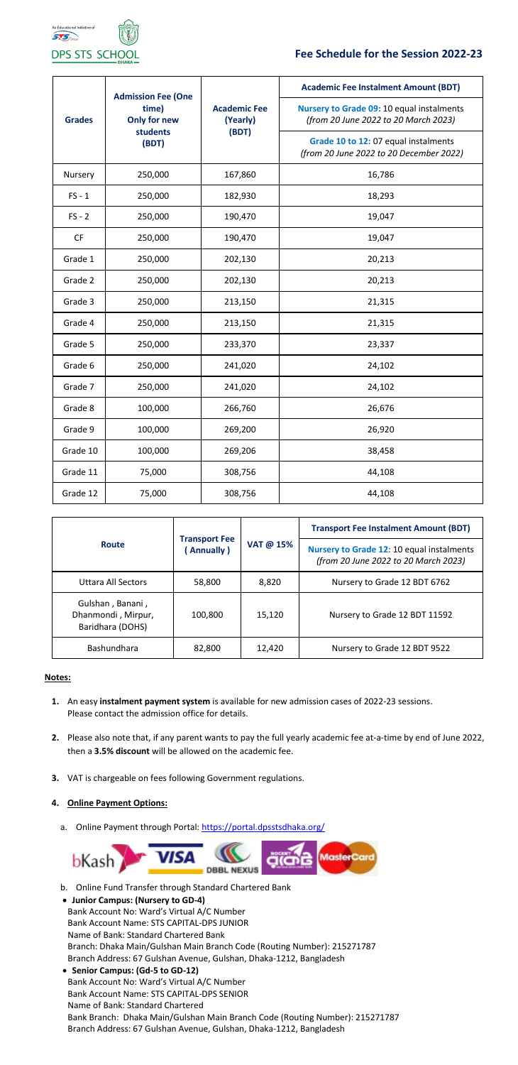An Educational Initiative of STS Group

DPS STS SCHOOL DHAKA

# Fee Schedule for the Session 2022-23

| Grades | Admission Fee (One time) Only for new students (BDT) | Academic Fee (Yearly) (BDT) | Academic Fee Instalment Amount (BDT) |
|---|---|---|---|
| | | | Nursery to Grade 09: 10 equal instalments *(from 20 June 2022 to 20 March 2023)* |
| | | | Grade 10 to 12: 07 equal instalments *(from 20 June 2022 to 20 December 2022)* |
| Nursery | 250,000 | 167,860 | 16,786 |
| FS - 1 | 250,000 | 182,930 | 18,293 |
| FS - 2 | 250,000 | 190,470 | 19,047 |
| CF | 250,000 | 190,470 | 19,047 |
| Grade 1 | 250,000 | 202,130 | 20,213 |
| Grade 2 | 250,000 | 202,130 | 20,213 |
| Grade 3 | 250,000 | 213,150 | 21,315 |
| Grade 4 | 250,000 | 213,150 | 21,315 |
| Grade 5 | 250,000 | 233,370 | 23,337 |
| Grade 6 | 250,000 | 241,020 | 24,102 |
| Grade 7 | 250,000 | 241,020 | 24,102 |
| Grade 8 | 100,000 | 266,760 | 26,676 |
| Grade 9 | 100,000 | 269,200 | 26,920 |
| Grade 10 | 100,000 | 269,206 | 38,458 |
| Grade 11 | 75,000 | 308,756 | 44,108 |
| Grade 12 | 75,000 | 308,756 | 44,108 |

| Route | Transport Fee ( Annually ) | VAT @ 15% | Transport Fee Instalment Amount (BDT) |
|---|---|---|---|
| | | | Nursery to Grade 12: 10 equal instalments *(from 20 June 2022 to 20 March 2023)* |
| Uttara All Sectors | 58,800 | 8,820 | Nursery to Grade 12 BDT 6762 |
| Gulshan , Banani , Dhanmondi , Mirpur, Baridhara (DOHS) | 100,800 | 15,120 | Nursery to Grade 12 BDT 11592 |
| Bashundhara | 82,800 | 12,420 | Nursery to Grade 12 BDT 9522 |

**Notes:**

1. An easy **instalment payment system** is available for new admission cases of 2022-23 sessions. Please contact the admission office for details.
2. Please also note that, if any parent wants to pay the full yearly academic fee at-a-time by end of June 2022, then a **3.5% discount** will be allowed on the academic fee.
3. VAT is chargeable on fees following Government regulations.
4. **Online Payment Options:**
   a. Online Payment through Portal: https://portal.dpsstsdhaka.org/

   bKash VISA DBBL NEXUS Rocket MasterCard

   b. Online Fund Transfer through Standard Chartered Bank

   - **Junior Campus: (Nursery to GD-4)**
     Bank Account No: Ward's Virtual A/C Number
     Bank Account Name: STS CAPITAL-DPS JUNIOR
     Name of Bank: Standard Chartered Bank
     Branch: Dhaka Main/Gulshan Main Branch Code (Routing Number): 215271787
     Branch Address: 67 Gulshan Avenue, Gulshan, Dhaka-1212, Bangladesh
   - **Senior Campus: (Gd-5 to GD-12)**
     Bank Account No: Ward's Virtual A/C Number
     Bank Account Name: STS CAPITAL-DPS SENIOR
     Name of Bank: Standard Chartered
     Bank Branch: Dhaka Main/Gulshan Main Branch Code (Routing Number): 215271787
     Branch Address: 67 Gulshan Avenue, Gulshan, Dhaka-1212, Bangladesh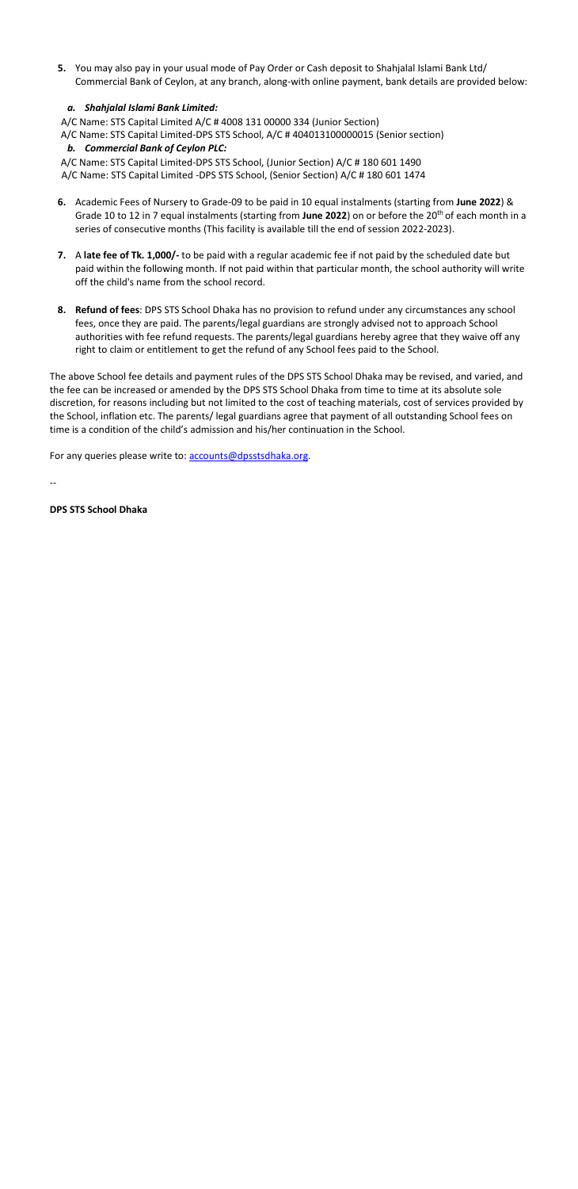5. You may also pay in your usual mode of Pay Order or Cash deposit to Shahjalal Islami Bank Ltd/ Commercial Bank of Ceylon, at any branch, along-with online payment, bank details are provided below:

   ***a. Shahjalal Islami Bank Limited:***

   A/C Name: STS Capital Limited A/C # 4008 131 00000 334 (Junior Section)
   A/C Name: STS Capital Limited-DPS STS School, A/C # 404013100000015 (Senior section)

   ***b. Commercial Bank of Ceylon PLC:***

   A/C Name: STS Capital Limited-DPS STS School, (Junior Section) A/C # 180 601 1490
   A/C Name: STS Capital Limited -DPS STS School, (Senior Section) A/C # 180 601 1474

6. Academic Fees of Nursery to Grade-09 to be paid in 10 equal instalments (starting from **June 2022**) & Grade 10 to 12 in 7 equal instalments (starting from **June 2022**) on or before the 20th of each month in a series of consecutive months (This facility is available till the end of session 2022-2023).

7. A **late fee of Tk. 1,000/-** to be paid with a regular academic fee if not paid by the scheduled date but paid within the following month. If not paid within that particular month, the school authority will write off the child's name from the school record.

8. **Refund of fees**: DPS STS School Dhaka has no provision to refund under any circumstances any school fees, once they are paid. The parents/legal guardians are strongly advised not to approach School authorities with fee refund requests. The parents/legal guardians hereby agree that they waive off any right to claim or entitlement to get the refund of any School fees paid to the School.

The above School fee details and payment rules of the DPS STS School Dhaka may be revised, and varied, and the fee can be increased or amended by the DPS STS School Dhaka from time to time at its absolute sole discretion, for reasons including but not limited to the cost of teaching materials, cost of services provided by the School, inflation etc. The parents/ legal guardians agree that payment of all outstanding School fees on time is a condition of the child's admission and his/her continuation in the School.

For any queries please write to: accounts@dpsstsdhaka.org.

--

**DPS STS School Dhaka**